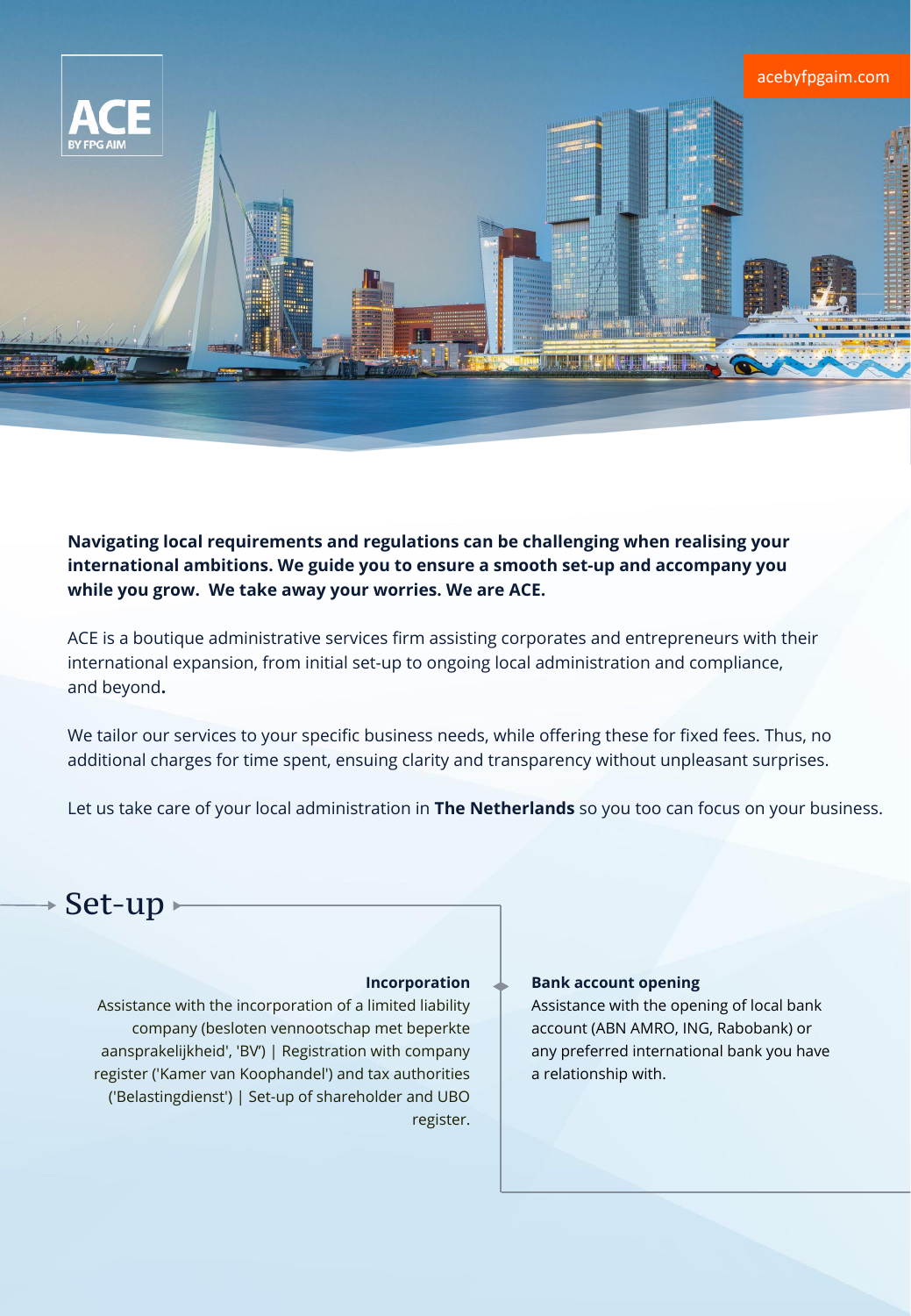ACE BY FPG AIM

acebyfpgaim.com

**Navigating local requirements and regulations can be challenging when realising your international ambitions. We guide you to ensure a smooth set-up and accompany you while you grow. We take away your worries. We are ACE.**

ACE is a boutique administrative services firm assisting corporates and entrepreneurs with their international expansion, from initial set-up to ongoing local administration and compliance, and beyond**.**

We tailor our services to your specific business needs, while offering these for fixed fees. Thus, no additional charges for time spent, ensuing clarity and transparency without unpleasant surprises.

Let us take care of your local administration in **The Netherlands** so you too can focus on your business.

## Set-up

**Incorporation**

Assistance with the incorporation of a limited liability company (besloten vennootschap met beperkte aansprakelijkheid', 'BV') | Registration with company register ('Kamer van Koophandel') and tax authorities ('Belastingdienst') | Set-up of shareholder and UBO register.

**Bank account opening**

Assistance with the opening of local bank account (ABN AMRO, ING, Rabobank) or any preferred international bank you have a relationship with.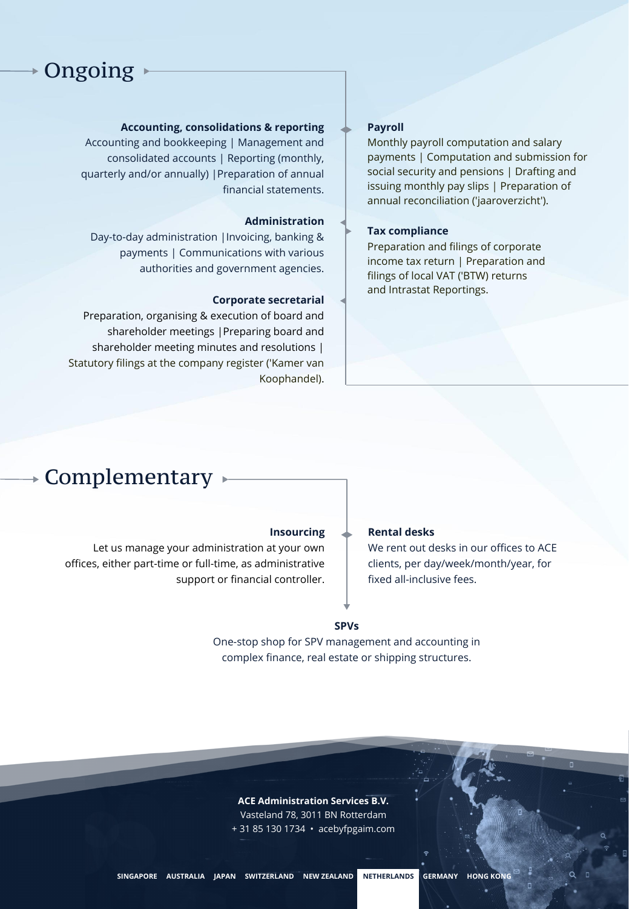## Ongoing

**Accounting, consolidations & reporting**
Accounting and bookkeeping | Management and consolidated accounts | Reporting (monthly, quarterly and/or annually) |Preparation of annual financial statements.

**Administration**
Day-to-day administration |Invoicing, banking & payments | Communications with various authorities and government agencies.

**Corporate secretarial**
Preparation, organising & execution of board and shareholder meetings |Preparing board and shareholder meeting minutes and resolutions | Statutory filings at the company register ('Kamer van Koophandel).

**Payroll**
Monthly payroll computation and salary payments | Computation and submission for social security and pensions | Drafting and issuing monthly pay slips | Preparation of annual reconciliation ('jaaroverzicht').

**Tax compliance**
Preparation and filings of corporate income tax return | Preparation and filings of local VAT ('BTW) returns and Intrastat Reportings.

## Complementary

**Insourcing**
Let us manage your administration at your own offices, either part-time or full-time, as administrative support or financial controller.

**Rental desks**
We rent out desks in our offices to ACE clients, per day/week/month/year, for fixed all-inclusive fees.

**SPVs**
One-stop shop for SPV management and accounting in complex finance, real estate or shipping structures.

**ACE Administration Services B.V.**
Vasteland 78, 3011 BN Rotterdam
+ 31 85 130 1734 • acebyfpgaim.com

SINGAPORE AUSTRALIA JAPAN SWITZERLAND NEW ZEALAND NETHERLANDS GERMANY HONG KONG